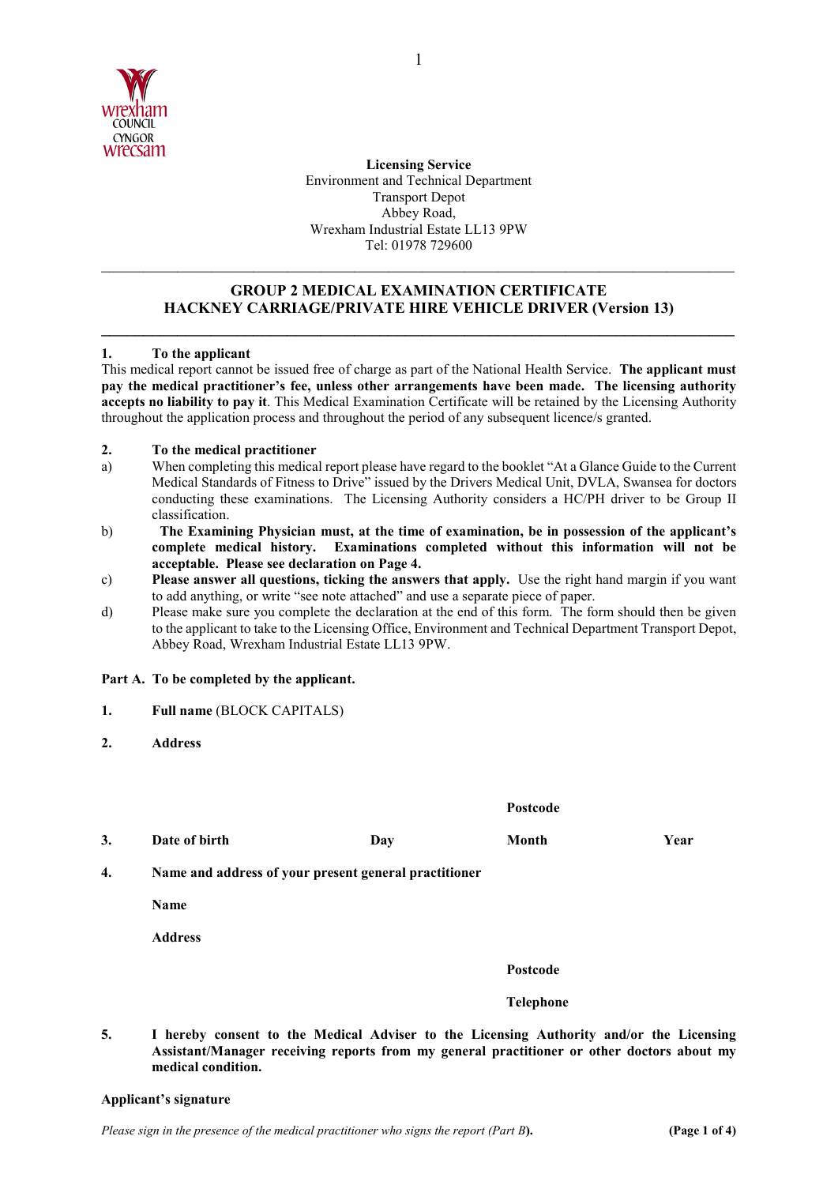**Licensing Service**
Environment and Technical Department
Transport Depot
Abbey Road,
Wrexham Industrial Estate LL13 9PW
Tel: 01978 729600

---

## GROUP 2 MEDICAL EXAMINATION CERTIFICATE
## HACKNEY CARRIAGE/PRIVATE HIRE VEHICLE DRIVER (Version 13)

---

**1. To the applicant**

This medical report cannot be issued free of charge as part of the National Health Service. **The applicant must pay the medical practitioner's fee, unless other arrangements have been made. The licensing authority accepts no liability to pay it**. This Medical Examination Certificate will be retained by the Licensing Authority throughout the application process and throughout the period of any subsequent licence/s granted.

**2. To the medical practitioner**

a) When completing this medical report please have regard to the booklet "At a Glance Guide to the Current Medical Standards of Fitness to Drive" issued by the Drivers Medical Unit, DVLA, Swansea for doctors conducting these examinations. The Licensing Authority considers a HC/PH driver to be Group II classification.

b) **The Examining Physician must, at the time of examination, be in possession of the applicant's complete medical history. Examinations completed without this information will not be acceptable. Please see declaration on Page 4.**

c) **Please answer all questions, ticking the answers that apply.** Use the right hand margin if you want to add anything, or write "see note attached" and use a separate piece of paper.

d) Please make sure you complete the declaration at the end of this form. The form should then be given to the applicant to take to the Licensing Office, Environment and Technical Department Transport Depot, Abbey Road, Wrexham Industrial Estate LL13 9PW.

**Part A. To be completed by the applicant.**

**1. Full name** (BLOCK CAPITALS)

**2. Address**

**Postcode**

**3. Date of birth** **Day** **Month** **Year**

**4. Name and address of your present general practitioner**

**Name**

**Address**

**Postcode**

**Telephone**

**5. I hereby consent to the Medical Adviser to the Licensing Authority and/or the Licensing Assistant/Manager receiving reports from my general practitioner or other doctors about my medical condition.**

**Applicant's signature**

*Please sign in the presence of the medical practitioner who signs the report (Part B).*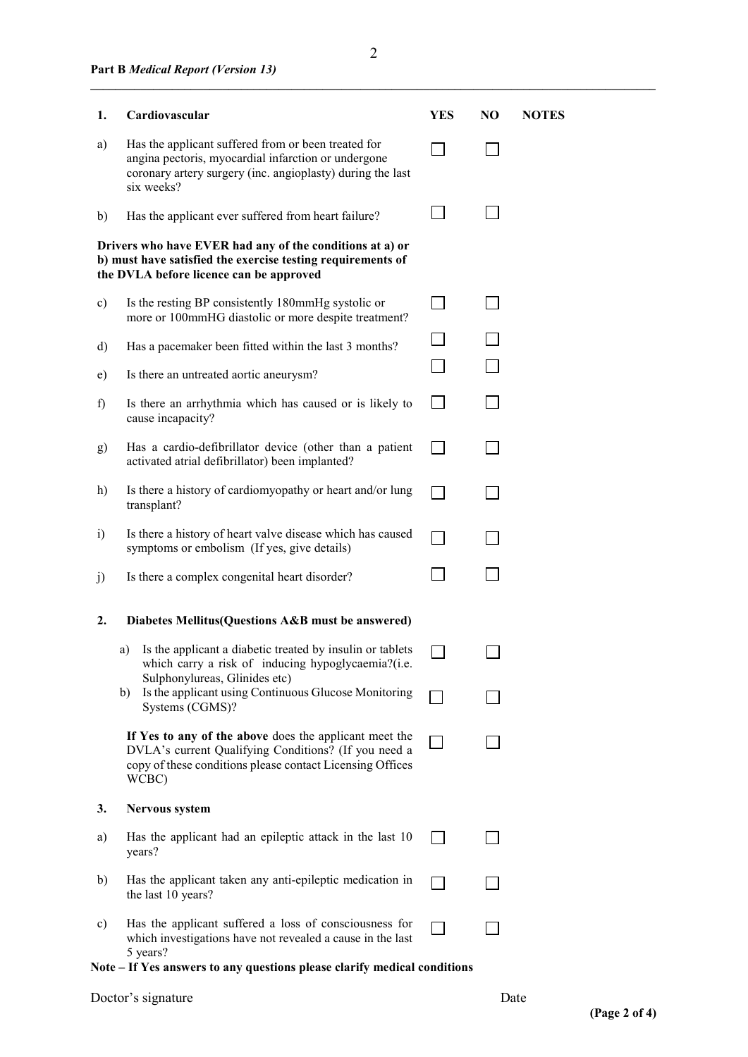**Part B** *Medical Report (Version 13)*

| 1. | **Cardiovascular** | **YES** | **NO** | **NOTES** |
|---|---|---|---|---|
| a) | Has the applicant suffered from or been treated for angina pectoris, myocardial infarction or undergone coronary artery surgery (inc. angioplasty) during the last six weeks? | ☐ | ☐ | |
| b) | Has the applicant ever suffered from heart failure? | ☐ | ☐ | |
| | **Drivers who have EVER had any of the conditions at a) or b) must have satisfied the exercise testing requirements of the DVLA before licence can be approved** | | | |
| c) | Is the resting BP consistently 180mmHg systolic or more or 100mmHG diastolic or more despite treatment? | ☐ | ☐ | |
| d) | Has a pacemaker been fitted within the last 3 months? | ☐ | ☐ | |
| e) | Is there an untreated aortic aneurysm? | ☐ | ☐ | |
| f) | Is there an arrhythmia which has caused or is likely to cause incapacity? | ☐ | ☐ | |
| g) | Has a cardio-defibrillator device (other than a patient activated atrial defibrillator) been implanted? | ☐ | ☐ | |
| h) | Is there a history of cardiomyopathy or heart and/or lung transplant? | ☐ | ☐ | |
| i) | Is there a history of heart valve disease which has caused symptoms or embolism (If yes, give details) | ☐ | ☐ | |
| j) | Is there a complex congenital heart disorder? | ☐ | ☐ | |
| **2.** | **Diabetes Mellitus(Questions A&B must be answered)** | | | |
| | a) Is the applicant a diabetic treated by insulin or tablets which carry a risk of inducing hypoglycaemia?(i.e. Sulphonylureas, Glinides etc) | ☐ | ☐ | |
| | b) Is the applicant using Continuous Glucose Monitoring Systems (CGMS)? | ☐ | ☐ | |
| | **If Yes to any of the above** does the applicant meet the DVLA's current Qualifying Conditions? (If you need a copy of these conditions please contact Licensing Offices WCBC) | ☐ | ☐ | |
| **3.** | **Nervous system** | | | |
| a) | Has the applicant had an epileptic attack in the last 10 years? | ☐ | ☐ | |
| b) | Has the applicant taken any anti-epileptic medication in the last 10 years? | ☐ | ☐ | |
| c) | Has the applicant suffered a loss of consciousness for which investigations have not revealed a cause in the last 5 years? | ☐ | ☐ | |

**Note – If Yes answers to any questions please clarify medical conditions**

Doctor's signature Date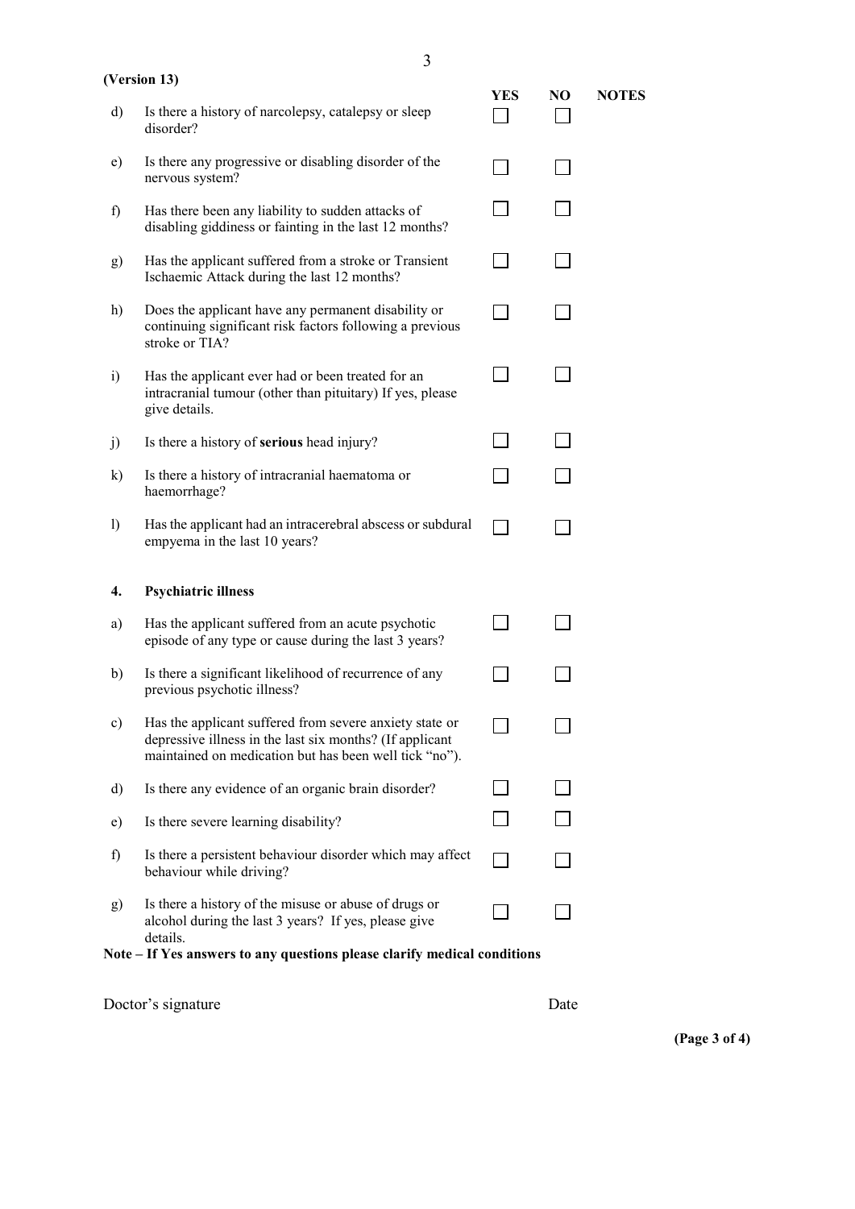(Version 13)

| | | YES | NO | NOTES |
|---|---|---|---|---|
| d) | Is there a history of narcolepsy, catalepsy or sleep disorder? | ☐ | ☐ | |
| e) | Is there any progressive or disabling disorder of the nervous system? | ☐ | ☐ | |
| f) | Has there been any liability to sudden attacks of disabling giddiness or fainting in the last 12 months? | ☐ | ☐ | |
| g) | Has the applicant suffered from a stroke or Transient Ischaemic Attack during the last 12 months? | ☐ | ☐ | |
| h) | Does the applicant have any permanent disability or continuing significant risk factors following a previous stroke or TIA? | ☐ | ☐ | |
| i) | Has the applicant ever had or been treated for an intracranial tumour (other than pituitary) If yes, please give details. | ☐ | ☐ | |
| j) | Is there a history of **serious** head injury? | ☐ | ☐ | |
| k) | Is there a history of intracranial haematoma or haemorrhage? | ☐ | ☐ | |
| l) | Has the applicant had an intracerebral abscess or subdural empyema in the last 10 years? | ☐ | ☐ | |

**4. Psychiatric illness**

| | | YES | NO | NOTES |
|---|---|---|---|---|
| a) | Has the applicant suffered from an acute psychotic episode of any type or cause during the last 3 years? | ☐ | ☐ | |
| b) | Is there a significant likelihood of recurrence of any previous psychotic illness? | ☐ | ☐ | |
| c) | Has the applicant suffered from severe anxiety state or depressive illness in the last six months? (If applicant maintained on medication but has been well tick "no"). | ☐ | ☐ | |
| d) | Is there any evidence of an organic brain disorder? | ☐ | ☐ | |
| e) | Is there severe learning disability? | ☐ | ☐ | |
| f) | Is there a persistent behaviour disorder which may affect behaviour while driving? | ☐ | ☐ | |
| g) | Is there a history of the misuse or abuse of drugs or alcohol during the last 3 years? If yes, please give details. | ☐ | ☐ | |

**Note – If Yes answers to any questions please clarify medical conditions**

Doctor's signature

Date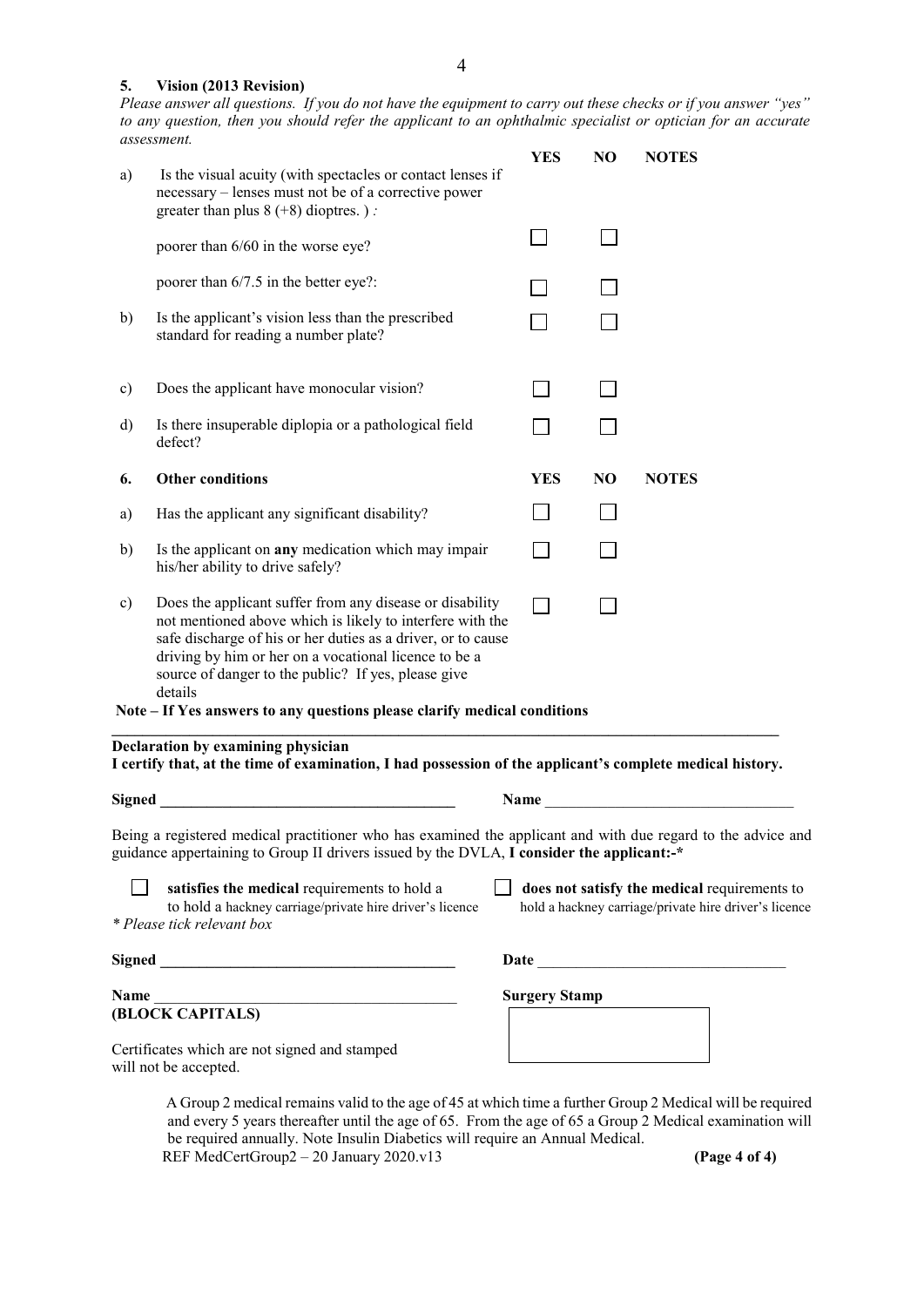## 5. Vision (2013 Revision)

*Please answer all questions. If you do not have the equipment to carry out these checks or if you answer "yes" to any question, then you should refer the applicant to an ophthalmic specialist or optician for an accurate assessment.*

| | | YES | NO | NOTES |
|---|---|---|---|---|
| a) | Is the visual acuity (with spectacles or contact lenses if necessary – lenses must not be of a corrective power greater than plus 8 (+8) dioptres. ) *:* | | | |
| | poorer than 6/60 in the worse eye? | ☐ | ☐ | |
| | poorer than 6/7.5 in the better eye?: | ☐ | ☐ | |
| b) | Is the applicant's vision less than the prescribed standard for reading a number plate? | ☐ | ☐ | |
| c) | Does the applicant have monocular vision? | ☐ | ☐ | |
| d) | Is there insuperable diplopia or a pathological field defect? | ☐ | ☐ | |

## 6. Other conditions

| | | YES | NO | NOTES |
|---|---|---|---|---|
| a) | Has the applicant any significant disability? | ☐ | ☐ | |
| b) | Is the applicant on **any** medication which may impair his/her ability to drive safely? | ☐ | ☐ | |
| c) | Does the applicant suffer from any disease or disability not mentioned above which is likely to interfere with the safe discharge of his or her duties as a driver, or to cause driving by him or her on a vocational licence to be a source of danger to the public? If yes, please give details | ☐ | ☐ | |

**Note – If Yes answers to any questions please clarify medical conditions**

---

**Declaration by examining physician**
**I certify that, at the time of examination, I had possession of the applicant's complete medical history.**

**Signed** ______________________________ Name ______________________________

Being a registered medical practitioner who has examined the applicant and with due regard to the advice and guidance appertaining to Group II drivers issued by the DVLA, **I consider the applicant:-\***

☐ **satisfies the medical** requirements to hold a to hold a hackney carriage/private hire driver's licence

☐ **does not satisfy the medical** requirements to hold a hackney carriage/private hire driver's licence

*\* Please tick relevant box*

**Signed** ______________________________ **Date** ______________________________

**Name** ______________________________
**(BLOCK CAPITALS)**

**Surgery Stamp**

Certificates which are not signed and stamped will not be accepted.

A Group 2 medical remains valid to the age of 45 at which time a further Group 2 Medical will be required and every 5 years thereafter until the age of 65. From the age of 65 a Group 2 Medical examination will be required annually. Note Insulin Diabetics will require an Annual Medical.

REF MedCertGroup2 – 20 January 2020.v13